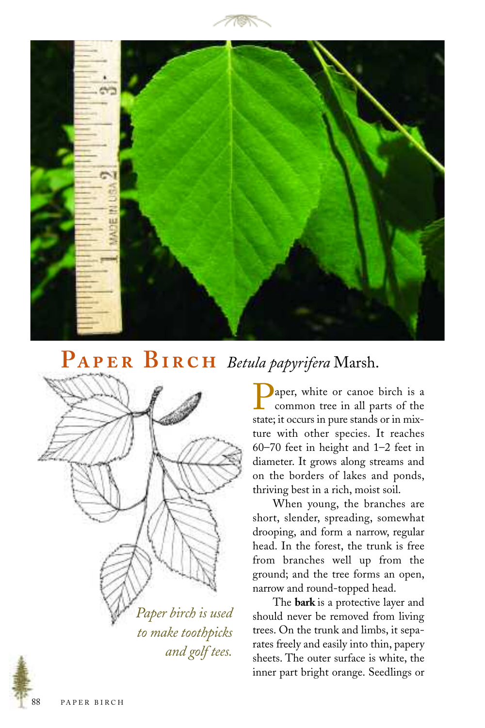## PAPER BIRCH *Betula papyrifera* Marsh.

*Paper birch is used to make toothpicks and golf tees.*

Paper, white or canoe birch is a common tree in all parts of the state; it occurs in pure stands or in mixture with other species. It reaches 60–70 feet in height and 1–2 feet in diameter. It grows along streams and on the borders of lakes and ponds, thriving best in a rich, moist soil.

When young, the branches are short, slender, spreading, somewhat drooping, and form a narrow, regular head. In the forest, the trunk is free from branches well up from the ground; and the tree forms an open, narrow and round-topped head.

The **bark** is a protective layer and should never be removed from living trees. On the trunk and limbs, it separates freely and easily into thin, papery sheets. The outer surface is white, the inner part bright orange. Seedlings or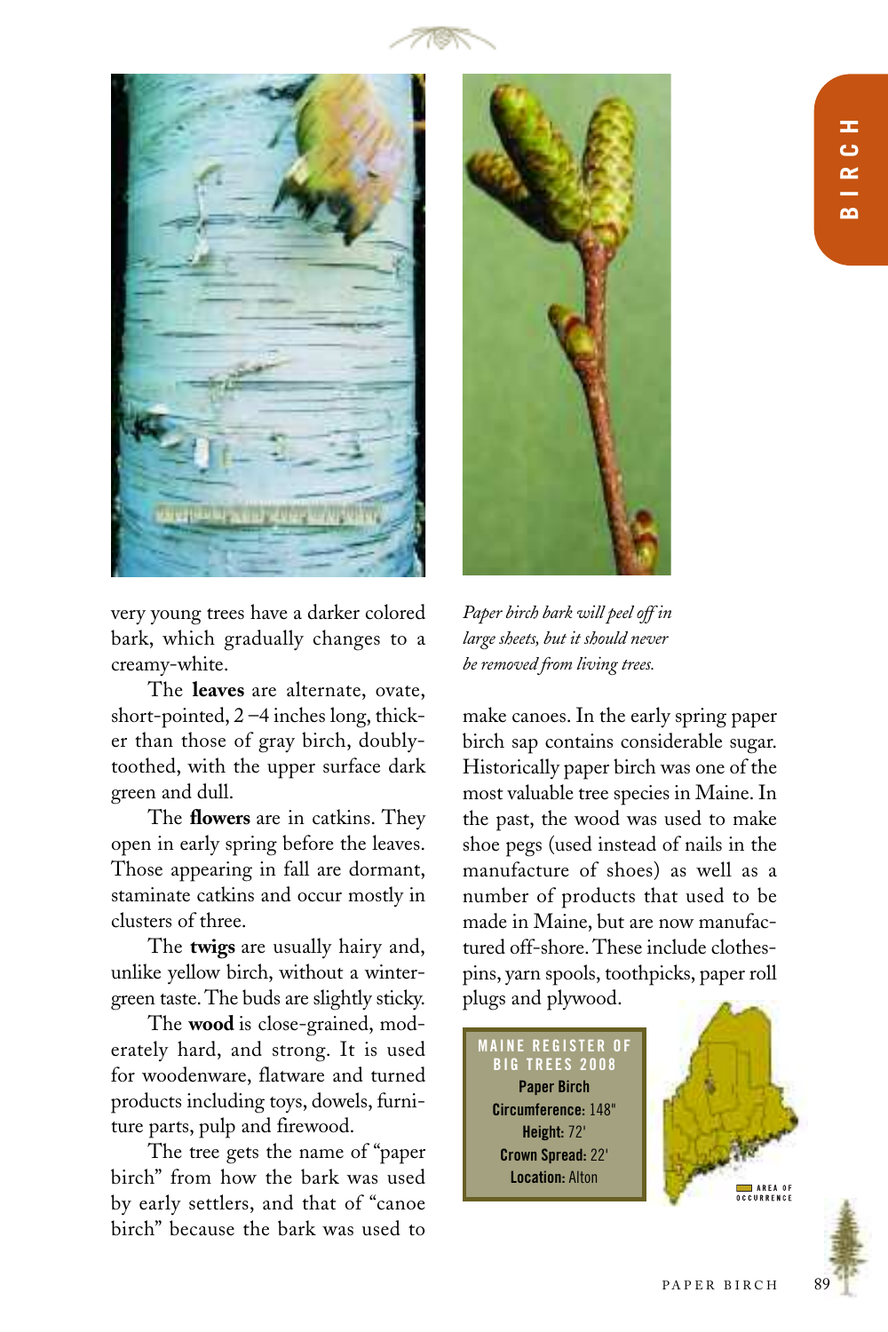very young trees have a darker colored bark, which gradually changes to a creamy-white.

The **leaves** are alternate, ovate, short-pointed, 2–4 inches long, thicker than those of gray birch, doubly-toothed, with the upper surface dark green and dull.

The **flowers** are in catkins. They open in early spring before the leaves. Those appearing in fall are dormant, staminate catkins and occur mostly in clusters of three.

The **twigs** are usually hairy and, unlike yellow birch, without a wintergreen taste. The buds are slightly sticky.

The **wood** is close-grained, moderately hard, and strong. It is used for woodenware, flatware and turned products including toys, dowels, furniture parts, pulp and firewood.

The tree gets the name of "paper birch" from how the bark was used by early settlers, and that of "canoe birch" because the bark was used to make canoes. In the early spring paper birch sap contains considerable sugar. Historically paper birch was one of the most valuable tree species in Maine. In the past, the wood was used to make shoe pegs (used instead of nails in the manufacture of shoes) as well as a number of products that used to be made in Maine, but are now manufactured off-shore. These include clothespins, yarn spools, toothpicks, paper roll plugs and plywood.

*Paper birch bark will peel off in large sheets, but it should never be removed from living trees.*

**MAINE REGISTER OF BIG TREES 2008**

**Paper Birch**

**Circumference:** 148"

**Height:** 72'

**Crown Spread:** 22'

**Location:** Alton

AREA OF OCCURRENCE